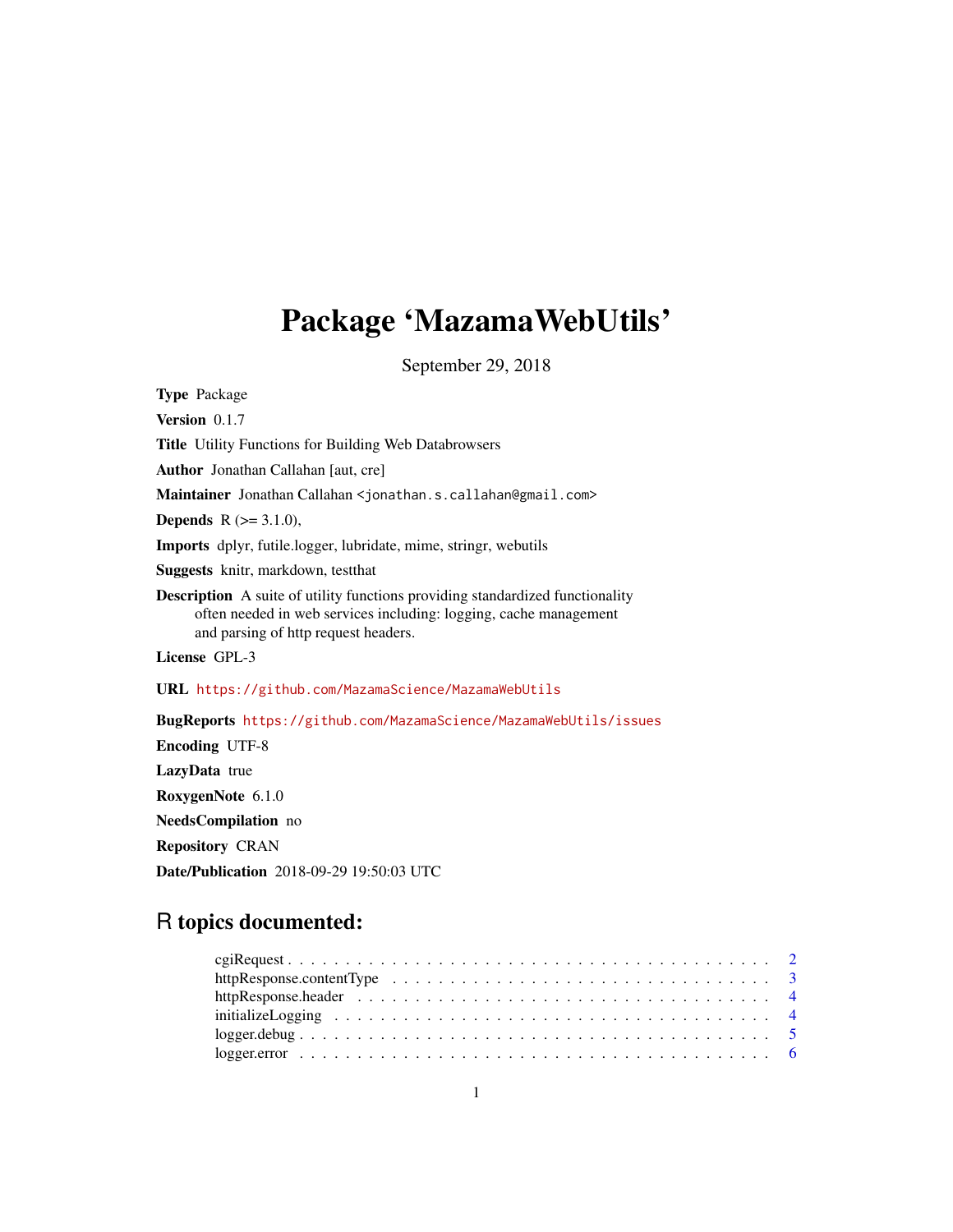# Package 'MazamaWebUtils'

September 29, 2018

**Type** Package

**Version** 0.1.7

**Title** Utility Functions for Building Web Databrowsers

**Author** Jonathan Callahan [aut, cre]

**Maintainer** Jonathan Callahan <jonathan.s.callahan@gmail.com>

**Depends** R (>= 3.1.0),

**Imports** dplyr, futile.logger, lubridate, mime, stringr, webutils

**Suggests** knitr, markdown, testthat

**Description** A suite of utility functions providing standardized functionality often needed in web services including: logging, cache management and parsing of http request headers.

**License** GPL-3

**URL** https://github.com/MazamaScience/MazamaWebUtils

**BugReports** https://github.com/MazamaScience/MazamaWebUtils/issues

**Encoding** UTF-8

**LazyData** true

**RoxygenNote** 6.1.0

**NeedsCompilation** no

**Repository** CRAN

**Date/Publication** 2018-09-29 19:50:03 UTC

## R topics documented:

- cgiRequest . . . . . . . . . . . . . . . . . . . . . . . . . . . . . . . . . . . . . . . . 2
- httpResponse.contentType . . . . . . . . . . . . . . . . . . . . . . . . . . . . . . . . 3
- httpResponse.header . . . . . . . . . . . . . . . . . . . . . . . . . . . . . . . . . . . 4
- initializeLogging . . . . . . . . . . . . . . . . . . . . . . . . . . . . . . . . . . . . . 4
- logger.debug . . . . . . . . . . . . . . . . . . . . . . . . . . . . . . . . . . . . . . . 5
- logger.error . . . . . . . . . . . . . . . . . . . . . . . . . . . . . . . . . . . . . . . 6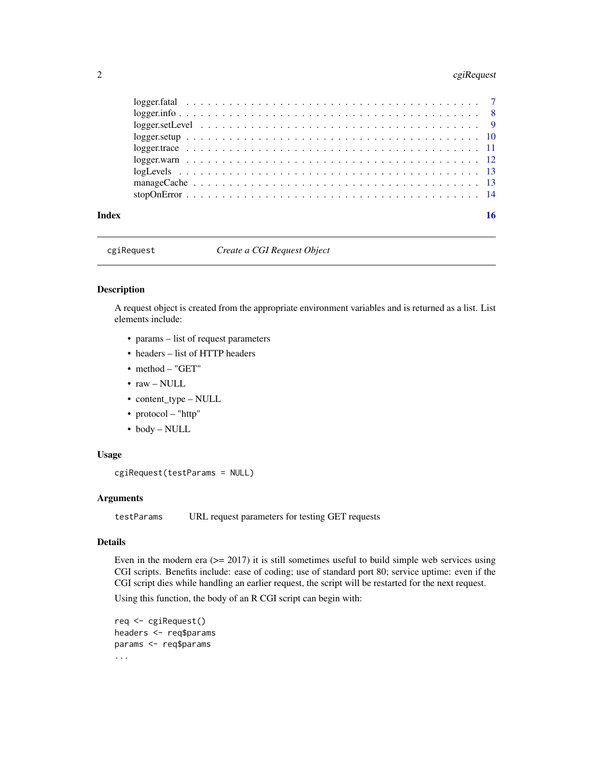logger.fatal . . . . . . . . . . . . . . . . . . . . . . . . . . . . . . . . . . . . . . 7
logger.info . . . . . . . . . . . . . . . . . . . . . . . . . . . . . . . . . . . . . . 8
logger.setLevel . . . . . . . . . . . . . . . . . . . . . . . . . . . . . . . . . . . . 9
logger.setup . . . . . . . . . . . . . . . . . . . . . . . . . . . . . . . . . . . . . . 10
logger.trace . . . . . . . . . . . . . . . . . . . . . . . . . . . . . . . . . . . . . . 11
logger.warn . . . . . . . . . . . . . . . . . . . . . . . . . . . . . . . . . . . . . . 12
logLevels . . . . . . . . . . . . . . . . . . . . . . . . . . . . . . . . . . . . . . . 13
manageCache . . . . . . . . . . . . . . . . . . . . . . . . . . . . . . . . . . . . . . 13
stopOnError . . . . . . . . . . . . . . . . . . . . . . . . . . . . . . . . . . . . . . 14

**Index** **16**

---

`cgiRequest` *Create a CGI Request Object*

---

## Description

A request object is created from the appropriate environment variables and is returned as a list. List elements include:

- params – list of request parameters
- headers – list of HTTP headers
- method – "GET"
- raw – NULL
- content_type – NULL
- protocol – "http"
- body – NULL

## Usage

```
cgiRequest(testParams = NULL)
```

## Arguments

| | |
|---|---|
| `testParams` | URL request parameters for testing GET requests |

## Details

Even in the modern era (>= 2017) it is still sometimes useful to build simple web services using CGI scripts. Benefits include: ease of coding; use of standard port 80; service uptime: even if the CGI script dies while handling an earlier request, the script will be restarted for the next request.

Using this function, the body of an R CGI script can begin with:

```
req <- cgiRequest()
headers <- req$params
params <- req$params
...
```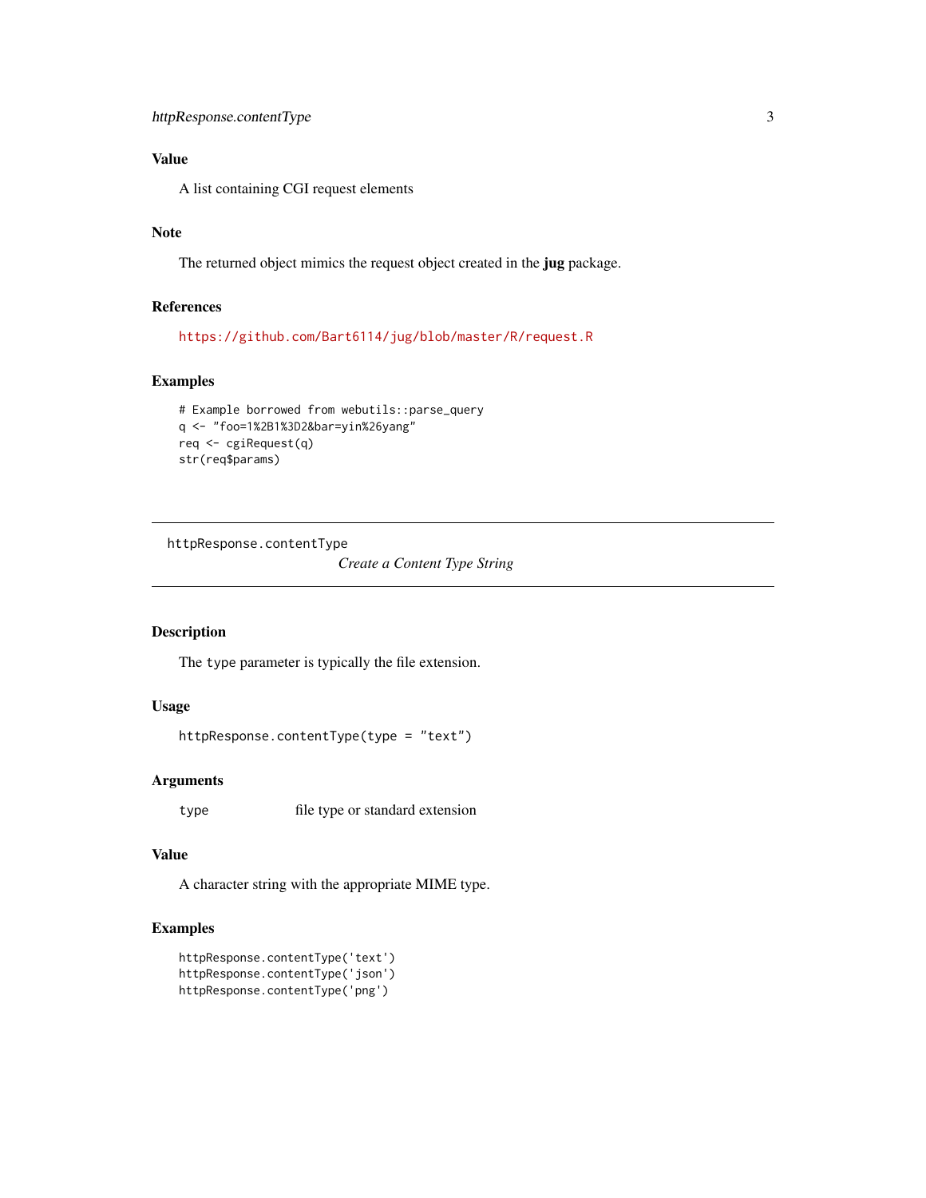### Value

A list containing CGI request elements

### Note

The returned object mimics the request object created in the **jug** package.

### References

https://github.com/Bart6114/jug/blob/master/R/request.R

### Examples

```
# Example borrowed from webutils::parse_query
q <- "foo=1%2B1%3D2&bar=yin%26yang"
req <- cgiRequest(q)
str(req$params)
```

---

## httpResponse.contentType    *Create a Content Type String*

---

### Description

The `type` parameter is typically the file extension.

### Usage

```
httpResponse.contentType(type = "text")
```

### Arguments

| | |
|---|---|
| `type` | file type or standard extension |

### Value

A character string with the appropriate MIME type.

### Examples

```
httpResponse.contentType('text')
httpResponse.contentType('json')
httpResponse.contentType('png')
```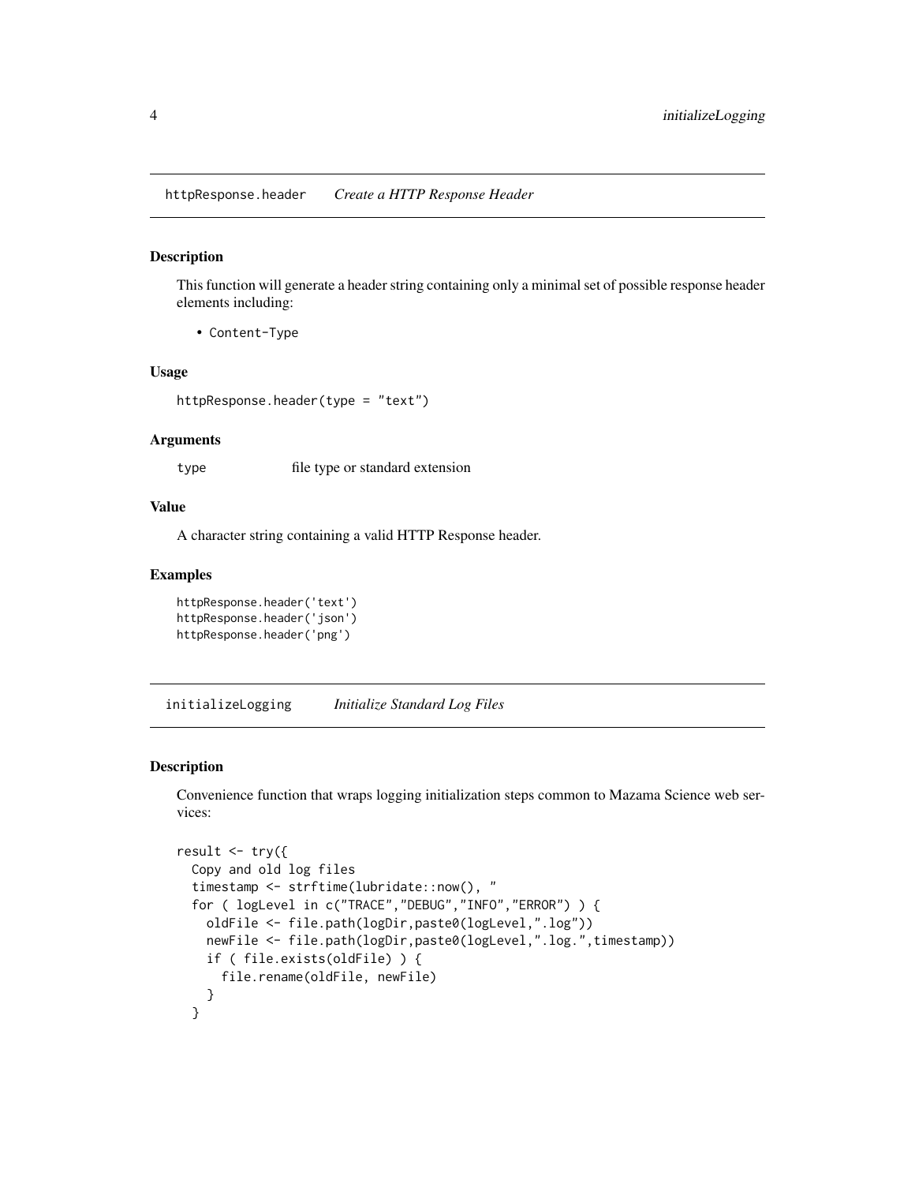## httpResponse.header *Create a HTTP Response Header*

### Description

This function will generate a header string containing only a minimal set of possible response header elements including:

- Content-Type

### Usage

```
httpResponse.header(type = "text")
```

### Arguments

| | |
|---|---|
| type | file type or standard extension |

### Value

A character string containing a valid HTTP Response header.

### Examples

```
httpResponse.header('text')
httpResponse.header('json')
httpResponse.header('png')
```

## initializeLogging *Initialize Standard Log Files*

### Description

Convenience function that wraps logging initialization steps common to Mazama Science web services:

```
result <- try({
  Copy and old log files
  timestamp <- strftime(lubridate::now(), "
  for ( logLevel in c("TRACE","DEBUG","INFO","ERROR") ) {
    oldFile <- file.path(logDir,paste0(logLevel,".log"))
    newFile <- file.path(logDir,paste0(logLevel,".log.",timestamp))
    if ( file.exists(oldFile) ) {
      file.rename(oldFile, newFile)
    }
  }
```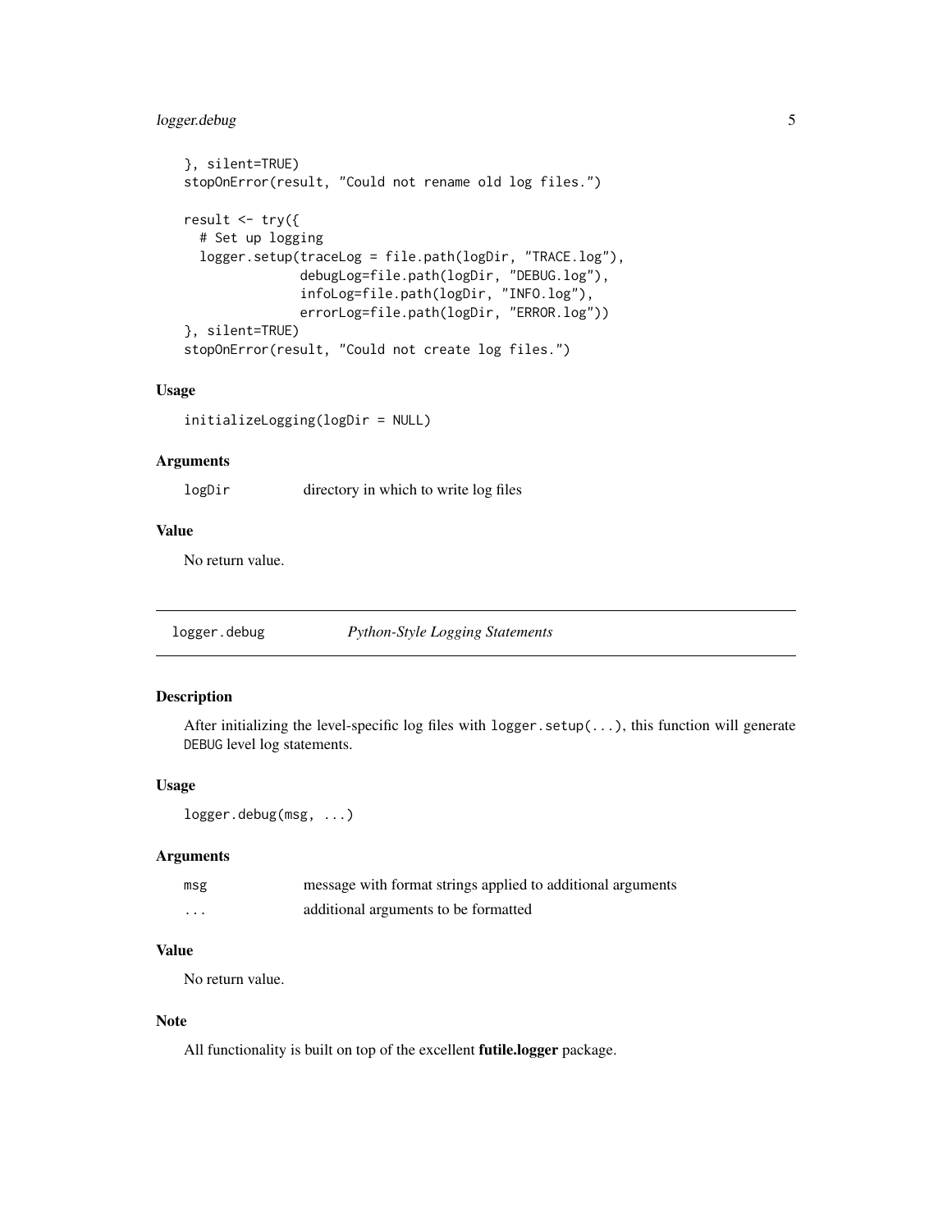```
}, silent=TRUE)
stopOnError(result, "Could not rename old log files.")

result <- try({
  # Set up logging
  logger.setup(traceLog = file.path(logDir, "TRACE.log"),
               debugLog=file.path(logDir, "DEBUG.log"),
               infoLog=file.path(logDir, "INFO.log"),
               errorLog=file.path(logDir, "ERROR.log"))
}, silent=TRUE)
stopOnError(result, "Could not create log files.")
```

### Usage

```
initializeLogging(logDir = NULL)
```

### Arguments

| | |
|---|---|
| `logDir` | directory in which to write log files |

### Value

No return value.

---

## `logger.debug` *Python-Style Logging Statements*

---

### Description

After initializing the level-specific log files with `logger.setup(...)`, this function will generate `DEBUG` level log statements.

### Usage

```
logger.debug(msg, ...)
```

### Arguments

| | |
|---|---|
| `msg` | message with format strings applied to additional arguments |
| `...` | additional arguments to be formatted |

### Value

No return value.

### Note

All functionality is built on top of the excellent **futile.logger** package.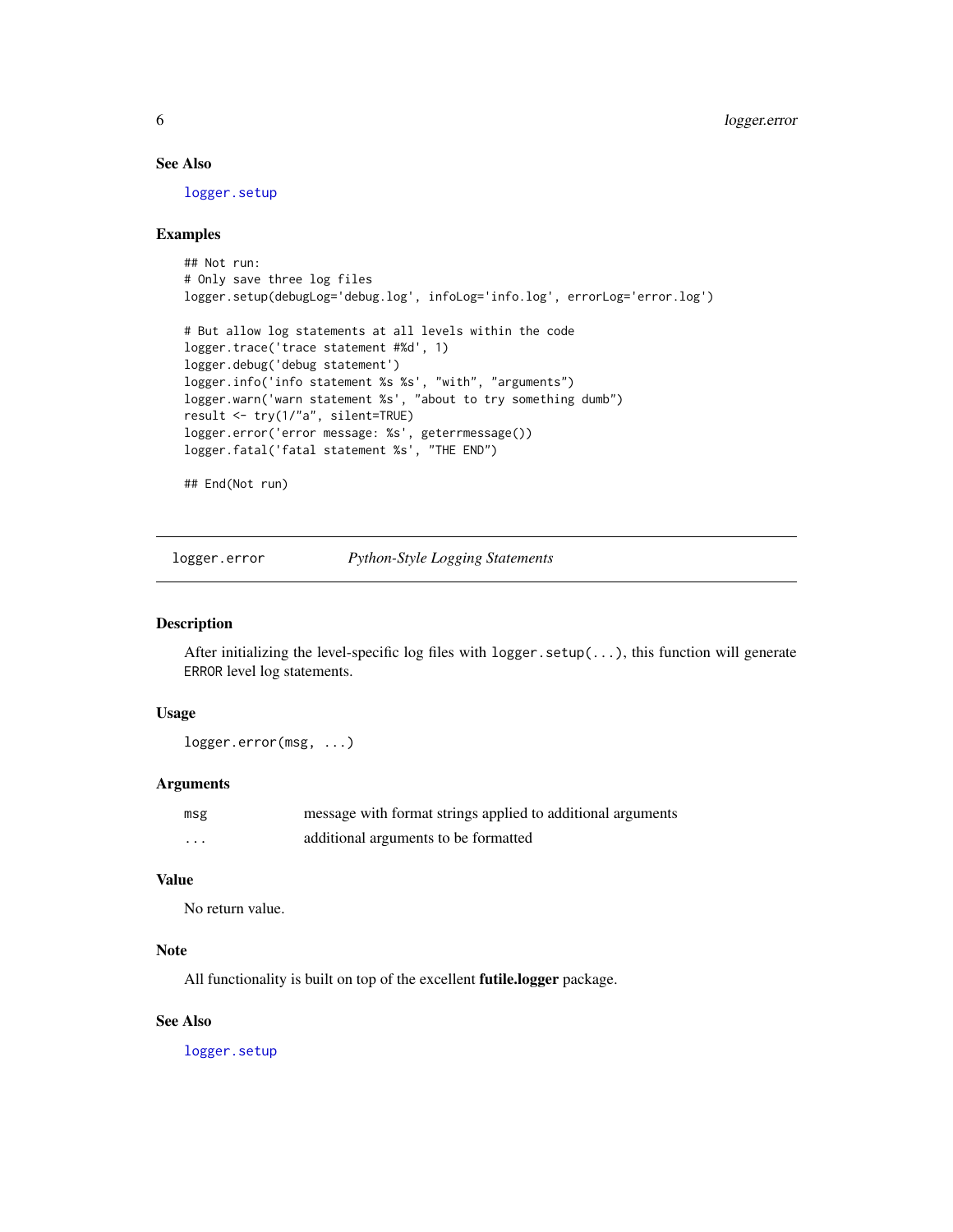## See Also

logger.setup

## Examples

```
## Not run:
# Only save three log files
logger.setup(debugLog='debug.log', infoLog='info.log', errorLog='error.log')

# But allow log statements at all levels within the code
logger.trace('trace statement #%d', 1)
logger.debug('debug statement')
logger.info('info statement %s %s', "with", "arguments")
logger.warn('warn statement %s', "about to try something dumb")
result <- try(1/"a", silent=TRUE)
logger.error('error message: %s', geterrmessage())
logger.fatal('fatal statement %s', "THE END")

## End(Not run)
```

---

# logger.error *Python-Style Logging Statements*

---

## Description

After initializing the level-specific log files with `logger.setup(...)`, this function will generate `ERROR` level log statements.

## Usage

```
logger.error(msg, ...)
```

## Arguments

| | |
|---|---|
| msg | message with format strings applied to additional arguments |
| ... | additional arguments to be formatted |

## Value

No return value.

## Note

All functionality is built on top of the excellent **futile.logger** package.

## See Also

logger.setup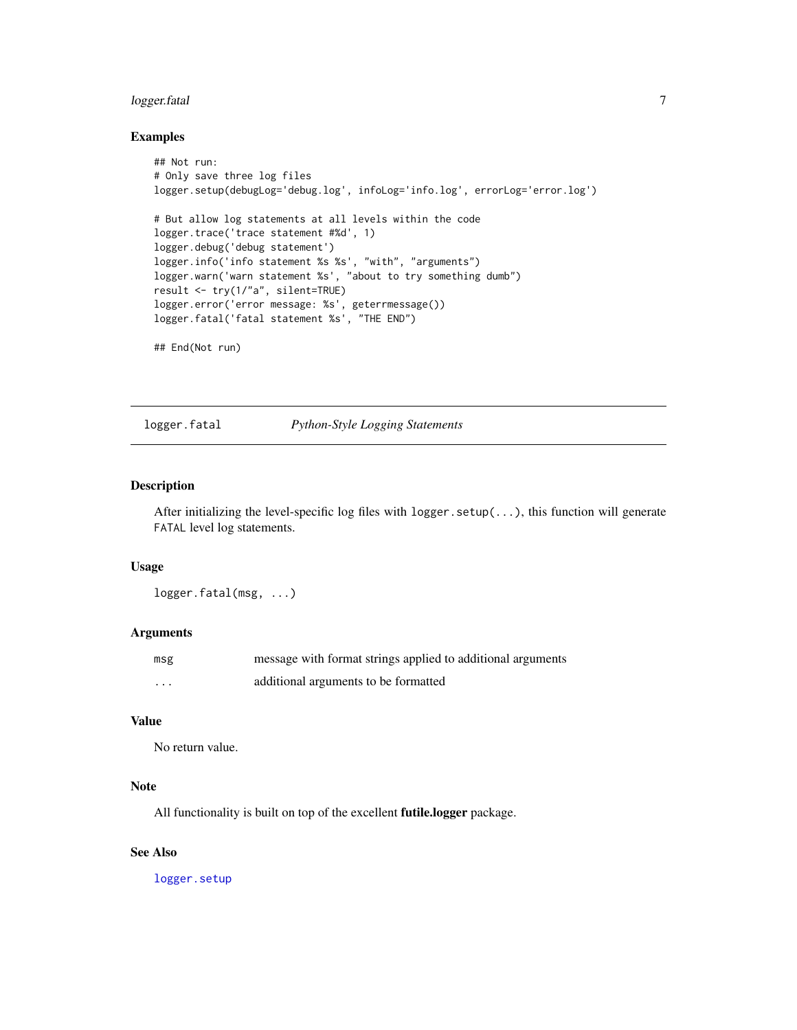## Examples

```
## Not run:
# Only save three log files
logger.setup(debugLog='debug.log', infoLog='info.log', errorLog='error.log')

# But allow log statements at all levels within the code
logger.trace('trace statement #%d', 1)
logger.debug('debug statement')
logger.info('info statement %s %s', "with", "arguments")
logger.warn('warn statement %s', "about to try something dumb")
result <- try(1/"a", silent=TRUE)
logger.error('error message: %s', geterrmessage())
logger.fatal('fatal statement %s', "THE END")

## End(Not run)
```

---

# `logger.fatal` *Python-Style Logging Statements*

---

## Description

After initializing the level-specific log files with `logger.setup(...)`, this function will generate `FATAL` level log statements.

## Usage

```
logger.fatal(msg, ...)
```

## Arguments

| | |
|---|---|
| `msg` | message with format strings applied to additional arguments |
| `...` | additional arguments to be formatted |

## Value

No return value.

## Note

All functionality is built on top of the excellent **futile.logger** package.

## See Also

`logger.setup`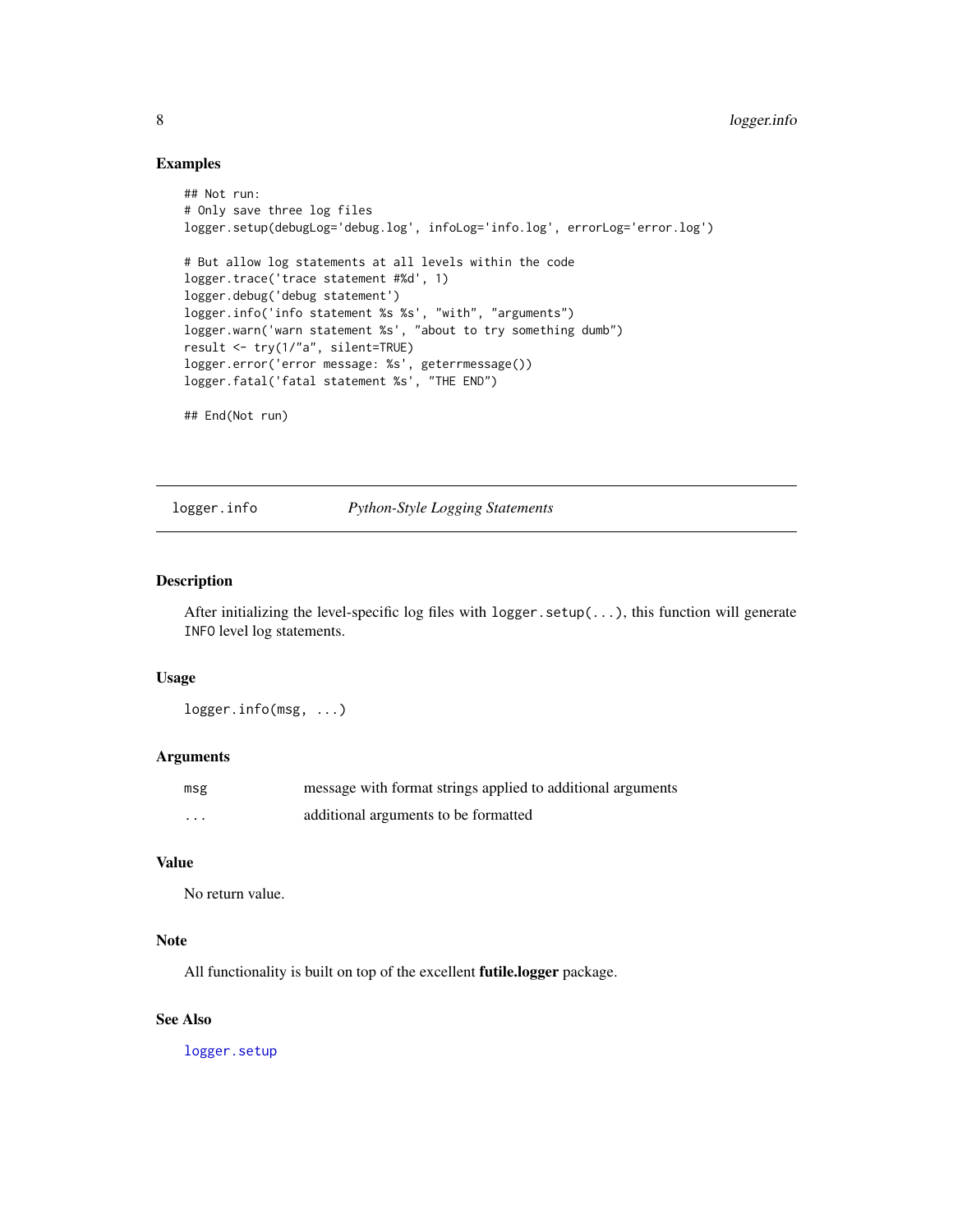## Examples

```
## Not run:
# Only save three log files
logger.setup(debugLog='debug.log', infoLog='info.log', errorLog='error.log')

# But allow log statements at all levels within the code
logger.trace('trace statement #%d', 1)
logger.debug('debug statement')
logger.info('info statement %s %s', "with", "arguments")
logger.warn('warn statement %s', "about to try something dumb")
result <- try(1/"a", silent=TRUE)
logger.error('error message: %s', geterrmessage())
logger.fatal('fatal statement %s', "THE END")

## End(Not run)
```

---

# `logger.info` *Python-Style Logging Statements*

---

## Description

After initializing the level-specific log files with `logger.setup(...)`, this function will generate `INFO` level log statements.

## Usage

```
logger.info(msg, ...)
```

## Arguments

| | |
|---|---|
| `msg` | message with format strings applied to additional arguments |
| `...` | additional arguments to be formatted |

## Value

No return value.

## Note

All functionality is built on top of the excellent **futile.logger** package.

## See Also

`logger.setup`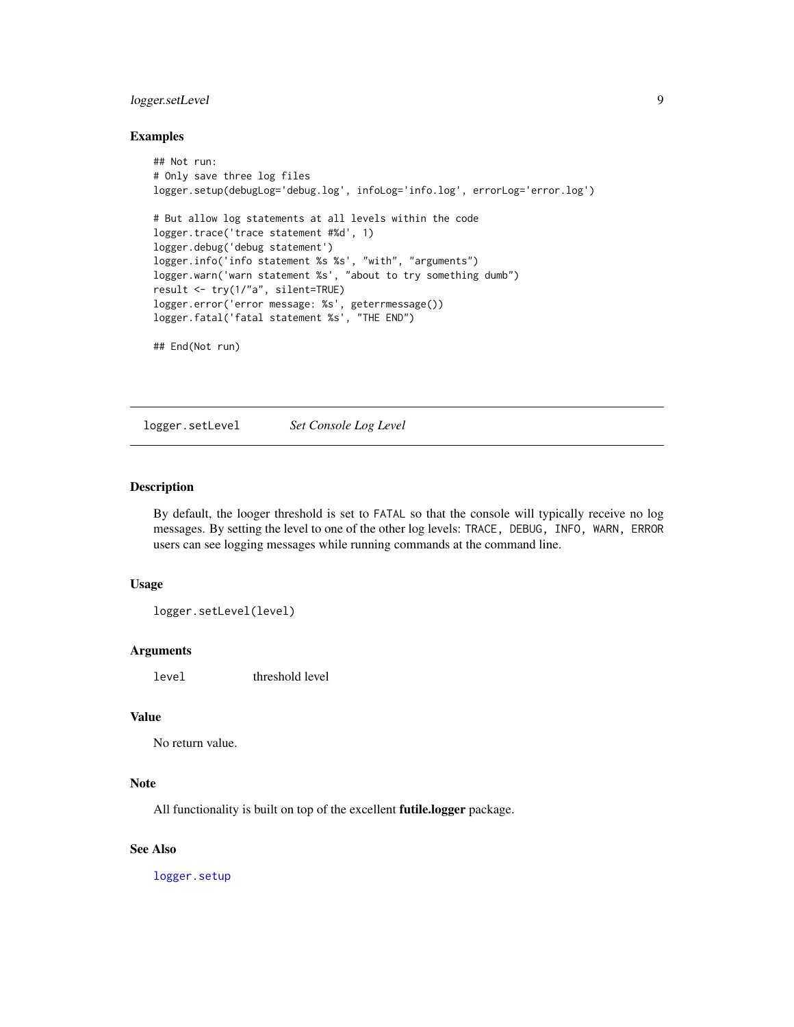### Examples

```
## Not run:
# Only save three log files
logger.setup(debugLog='debug.log', infoLog='info.log', errorLog='error.log')

# But allow log statements at all levels within the code
logger.trace('trace statement #%d', 1)
logger.debug('debug statement')
logger.info('info statement %s %s', "with", "arguments")
logger.warn('warn statement %s', "about to try something dumb")
result <- try(1/"a", silent=TRUE)
logger.error('error message: %s', geterrmessage())
logger.fatal('fatal statement %s', "THE END")

## End(Not run)
```

---

## `logger.setLevel` *Set Console Log Level*

---

### Description

By default, the looger threshold is set to `FATAL` so that the console will typically receive no log messages. By setting the level to one of the other log levels: `TRACE, DEBUG, INFO, WARN, ERROR` users can see logging messages while running commands at the command line.

### Usage

```
logger.setLevel(level)
```

### Arguments

| | |
|---|---|
| `level` | threshold level |

### Value

No return value.

### Note

All functionality is built on top of the excellent **futile.logger** package.

### See Also

`logger.setup`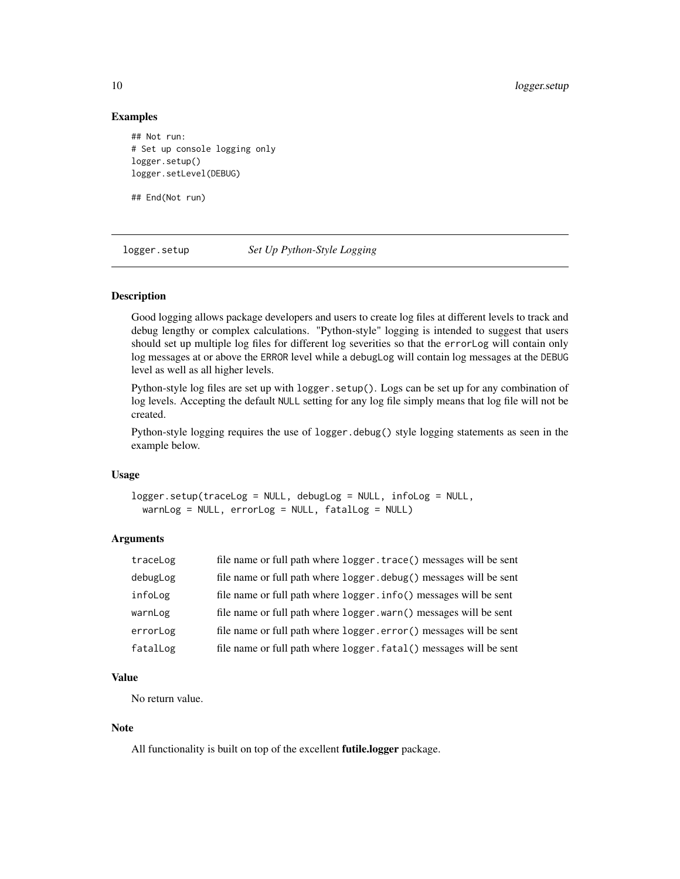### Examples

```
## Not run:
# Set up console logging only
logger.setup()
logger.setLevel(DEBUG)

## End(Not run)
```

---

## logger.setup *Set Up Python-Style Logging*

---

### Description

Good logging allows package developers and users to create log files at different levels to track and debug lengthy or complex calculations. "Python-style" logging is intended to suggest that users should set up multiple log files for different log severities so that the `errorLog` will contain only log messages at or above the `ERROR` level while a `debugLog` will contain log messages at the `DEBUG` level as well as all higher levels.

Python-style log files are set up with `logger.setup()`. Logs can be set up for any combination of log levels. Accepting the default `NULL` setting for any log file simply means that log file will not be created.

Python-style logging requires the use of `logger.debug()` style logging statements as seen in the example below.

### Usage

```
logger.setup(traceLog = NULL, debugLog = NULL, infoLog = NULL,
  warnLog = NULL, errorLog = NULL, fatalLog = NULL)
```

### Arguments

| | |
|---|---|
| `traceLog` | file name or full path where `logger.trace()` messages will be sent |
| `debugLog` | file name or full path where `logger.debug()` messages will be sent |
| `infoLog` | file name or full path where `logger.info()` messages will be sent |
| `warnLog` | file name or full path where `logger.warn()` messages will be sent |
| `errorLog` | file name or full path where `logger.error()` messages will be sent |
| `fatalLog` | file name or full path where `logger.fatal()` messages will be sent |

### Value

No return value.

### Note

All functionality is built on top of the excellent **futile.logger** package.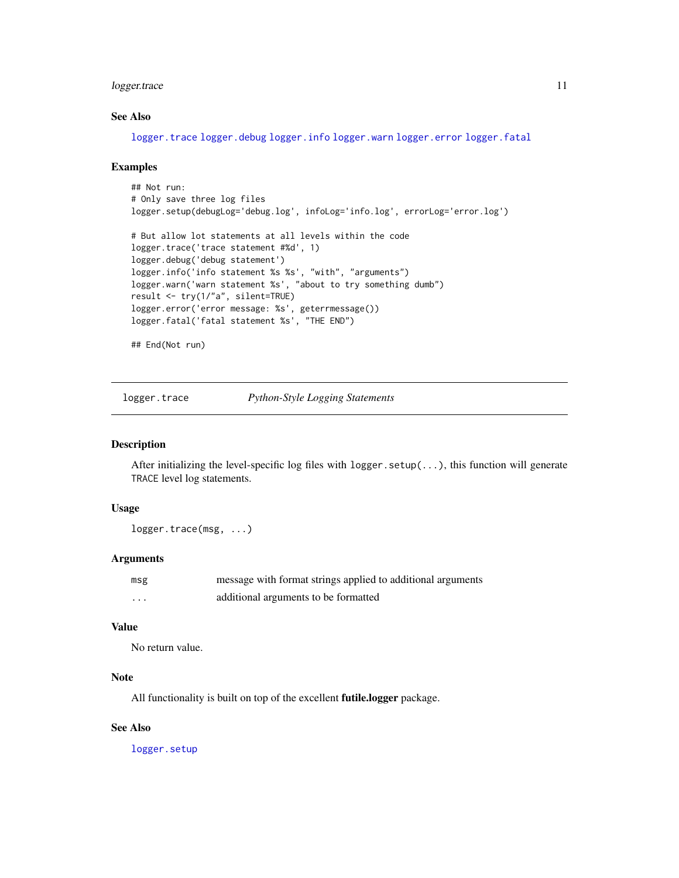### See Also

logger.trace logger.debug logger.info logger.warn logger.error logger.fatal

### Examples

```
## Not run:
# Only save three log files
logger.setup(debugLog='debug.log', infoLog='info.log', errorLog='error.log')

# But allow lot statements at all levels within the code
logger.trace('trace statement #%d', 1)
logger.debug('debug statement')
logger.info('info statement %s %s', "with", "arguments")
logger.warn('warn statement %s', "about to try something dumb")
result <- try(1/"a", silent=TRUE)
logger.error('error message: %s', geterrmessage())
logger.fatal('fatal statement %s', "THE END")

## End(Not run)
```

---

## logger.trace &nbsp;&nbsp;&nbsp;&nbsp; *Python-Style Logging Statements*

---

### Description

After initializing the level-specific log files with `logger.setup(...)`, this function will generate `TRACE` level log statements.

### Usage

```
logger.trace(msg, ...)
```

### Arguments

| | |
|---|---|
| msg | message with format strings applied to additional arguments |
| ... | additional arguments to be formatted |

### Value

No return value.

### Note

All functionality is built on top of the excellent **futile.logger** package.

### See Also

logger.setup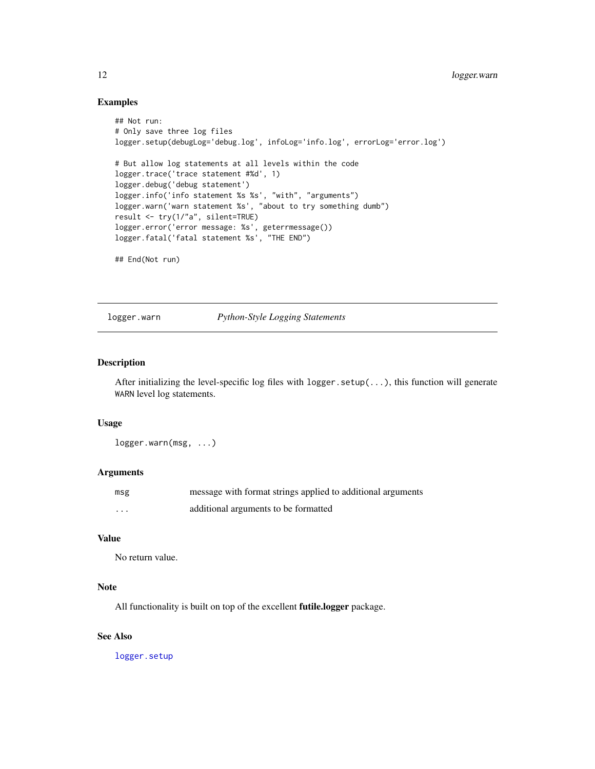### Examples

```
## Not run:
# Only save three log files
logger.setup(debugLog='debug.log', infoLog='info.log', errorLog='error.log')

# But allow log statements at all levels within the code
logger.trace('trace statement #%d', 1)
logger.debug('debug statement')
logger.info('info statement %s %s', "with", "arguments")
logger.warn('warn statement %s', "about to try something dumb")
result <- try(1/"a", silent=TRUE)
logger.error('error message: %s', geterrmessage())
logger.fatal('fatal statement %s', "THE END")

## End(Not run)
```

---

## `logger.warn` *Python-Style Logging Statements*

---

### Description

After initializing the level-specific log files with `logger.setup(...)`, this function will generate `WARN` level log statements.

### Usage

```
logger.warn(msg, ...)
```

### Arguments

| | |
|---|---|
| `msg` | message with format strings applied to additional arguments |
| `...` | additional arguments to be formatted |

### Value

No return value.

### Note

All functionality is built on top of the excellent **futile.logger** package.

### See Also

`logger.setup`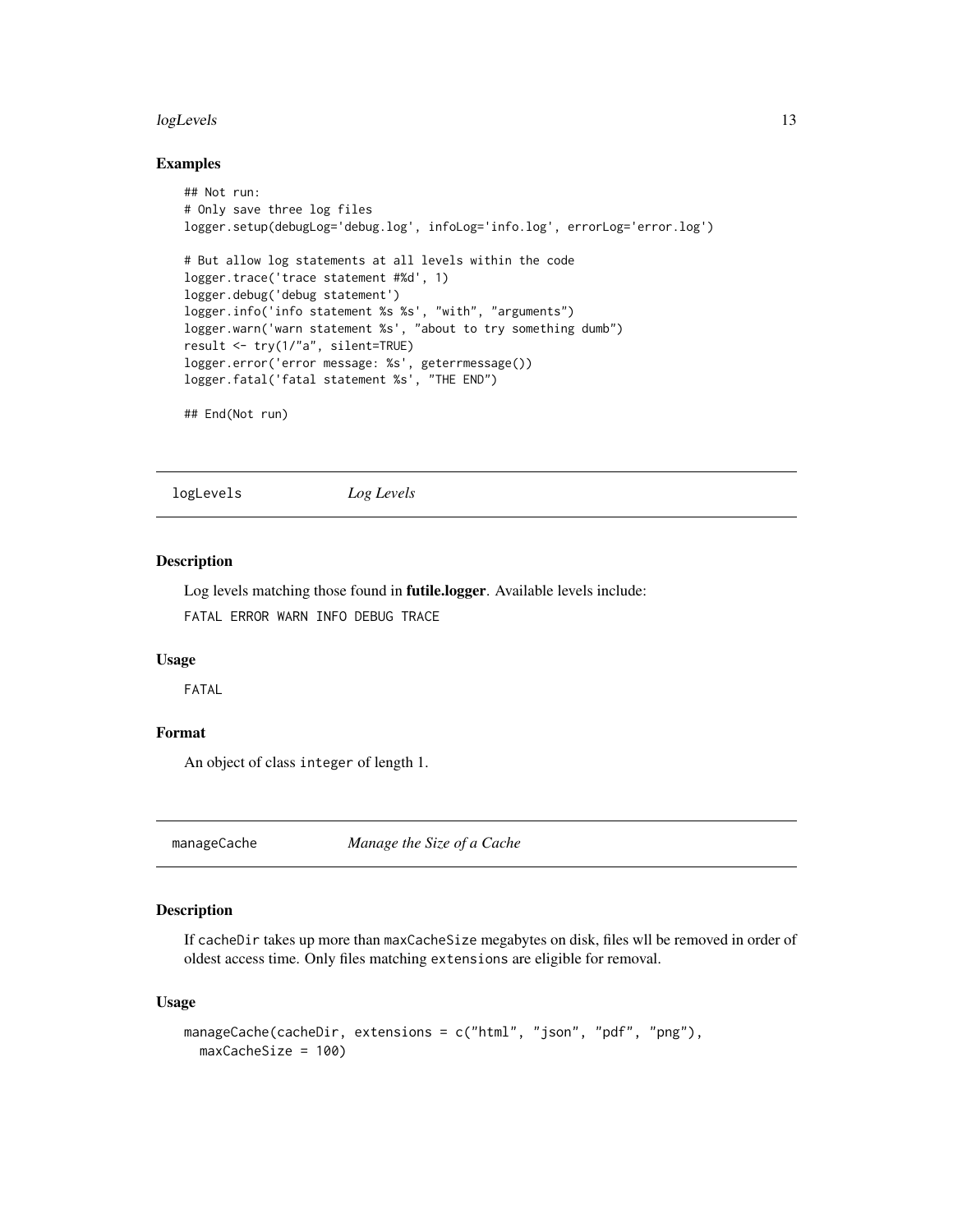### Examples

```
## Not run:
# Only save three log files
logger.setup(debugLog='debug.log', infoLog='info.log', errorLog='error.log')

# But allow log statements at all levels within the code
logger.trace('trace statement #%d', 1)
logger.debug('debug statement')
logger.info('info statement %s %s', "with", "arguments")
logger.warn('warn statement %s', "about to try something dumb")
result <- try(1/"a", silent=TRUE)
logger.error('error message: %s', geterrmessage())
logger.fatal('fatal statement %s', "THE END")

## End(Not run)
```

## logLevels *Log Levels*

### Description

Log levels matching those found in **futile.logger**. Available levels include:

`FATAL ERROR WARN INFO DEBUG TRACE`

### Usage

```
FATAL
```

### Format

An object of class `integer` of length 1.

## manageCache *Manage the Size of a Cache*

### Description

If `cacheDir` takes up more than `maxCacheSize` megabytes on disk, files wll be removed in order of oldest access time. Only files matching `extensions` are eligible for removal.

### Usage

```
manageCache(cacheDir, extensions = c("html", "json", "pdf", "png"),
  maxCacheSize = 100)
```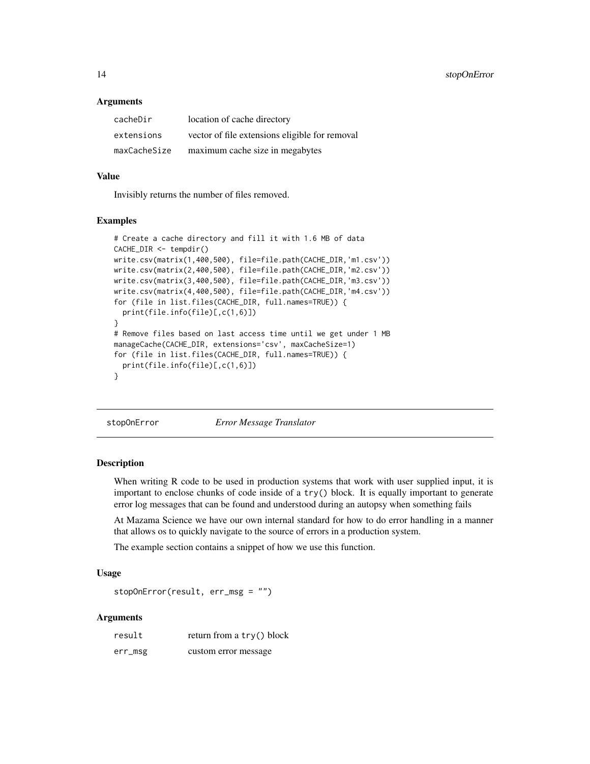### Arguments

| | |
|---|---|
| cacheDir | location of cache directory |
| extensions | vector of file extensions eligible for removal |
| maxCacheSize | maximum cache size in megabytes |

### Value

Invisibly returns the number of files removed.

### Examples

```
# Create a cache directory and fill it with 1.6 MB of data
CACHE_DIR <- tempdir()
write.csv(matrix(1,400,500), file=file.path(CACHE_DIR,'m1.csv'))
write.csv(matrix(2,400,500), file=file.path(CACHE_DIR,'m2.csv'))
write.csv(matrix(3,400,500), file=file.path(CACHE_DIR,'m3.csv'))
write.csv(matrix(4,400,500), file=file.path(CACHE_DIR,'m4.csv'))
for (file in list.files(CACHE_DIR, full.names=TRUE)) {
  print(file.info(file)[,c(1,6)])
}
# Remove files based on last access time until we get under 1 MB
manageCache(CACHE_DIR, extensions='csv', maxCacheSize=1)
for (file in list.files(CACHE_DIR, full.names=TRUE)) {
  print(file.info(file)[,c(1,6)])
}
```

---

## stopOnError *Error Message Translator*

---

### Description

When writing R code to be used in production systems that work with user supplied input, it is important to enclose chunks of code inside of a `try()` block. It is equally important to generate error log messages that can be found and understood during an autopsy when something fails

At Mazama Science we have our own internal standard for how to do error handling in a manner that allows os to quickly navigate to the source of errors in a production system.

The example section contains a snippet of how we use this function.

### Usage

```
stopOnError(result, err_msg = "")
```

### Arguments

| | |
|---|---|
| result | return from a `try()` block |
| err_msg | custom error message |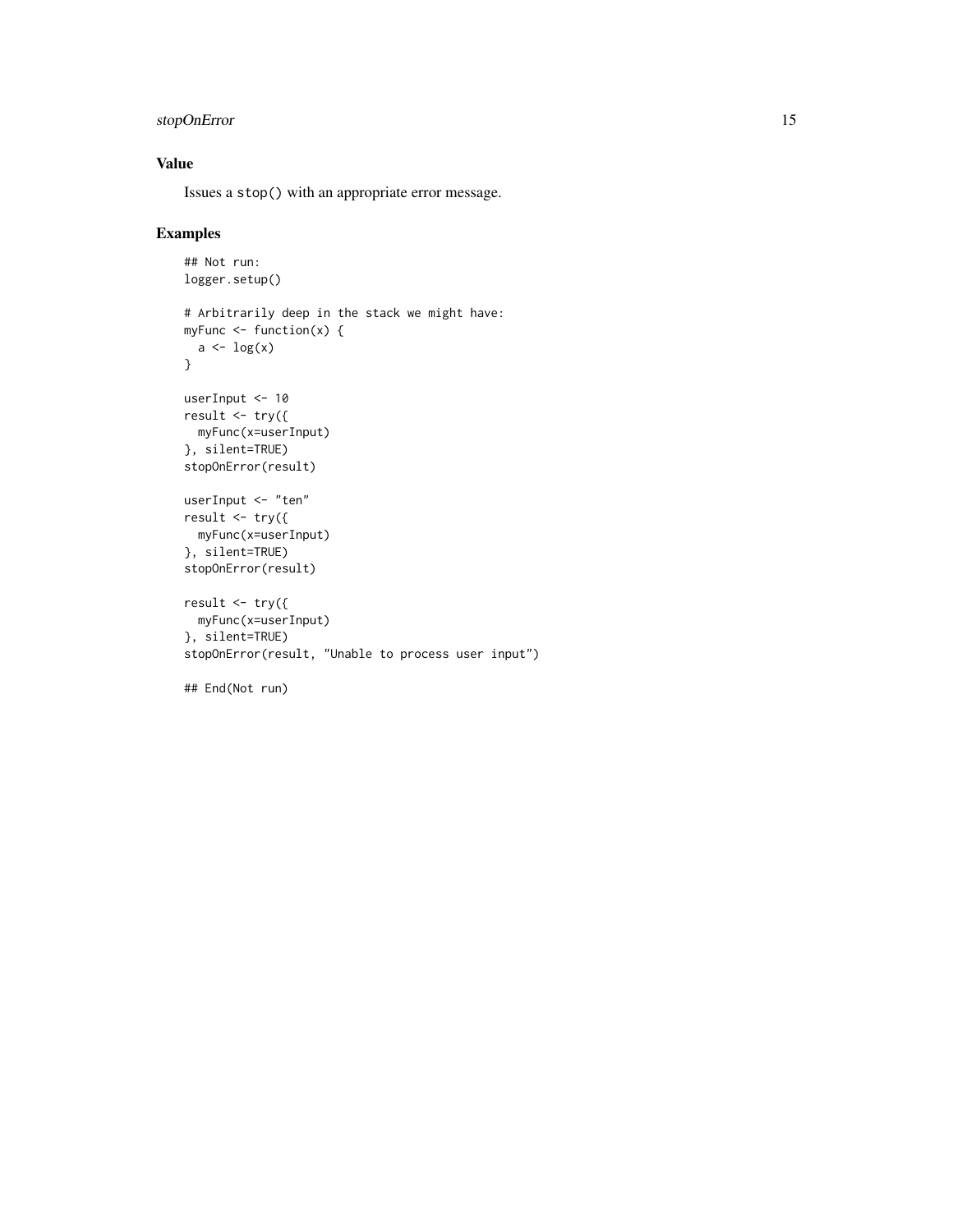### Value

Issues a `stop()` with an appropriate error message.

### Examples

```
## Not run:
logger.setup()

# Arbitrarily deep in the stack we might have:
myFunc <- function(x) {
  a <- log(x)
}

userInput <- 10
result <- try({
  myFunc(x=userInput)
}, silent=TRUE)
stopOnError(result)

userInput <- "ten"
result <- try({
  myFunc(x=userInput)
}, silent=TRUE)
stopOnError(result)

result <- try({
  myFunc(x=userInput)
}, silent=TRUE)
stopOnError(result, "Unable to process user input")

## End(Not run)
```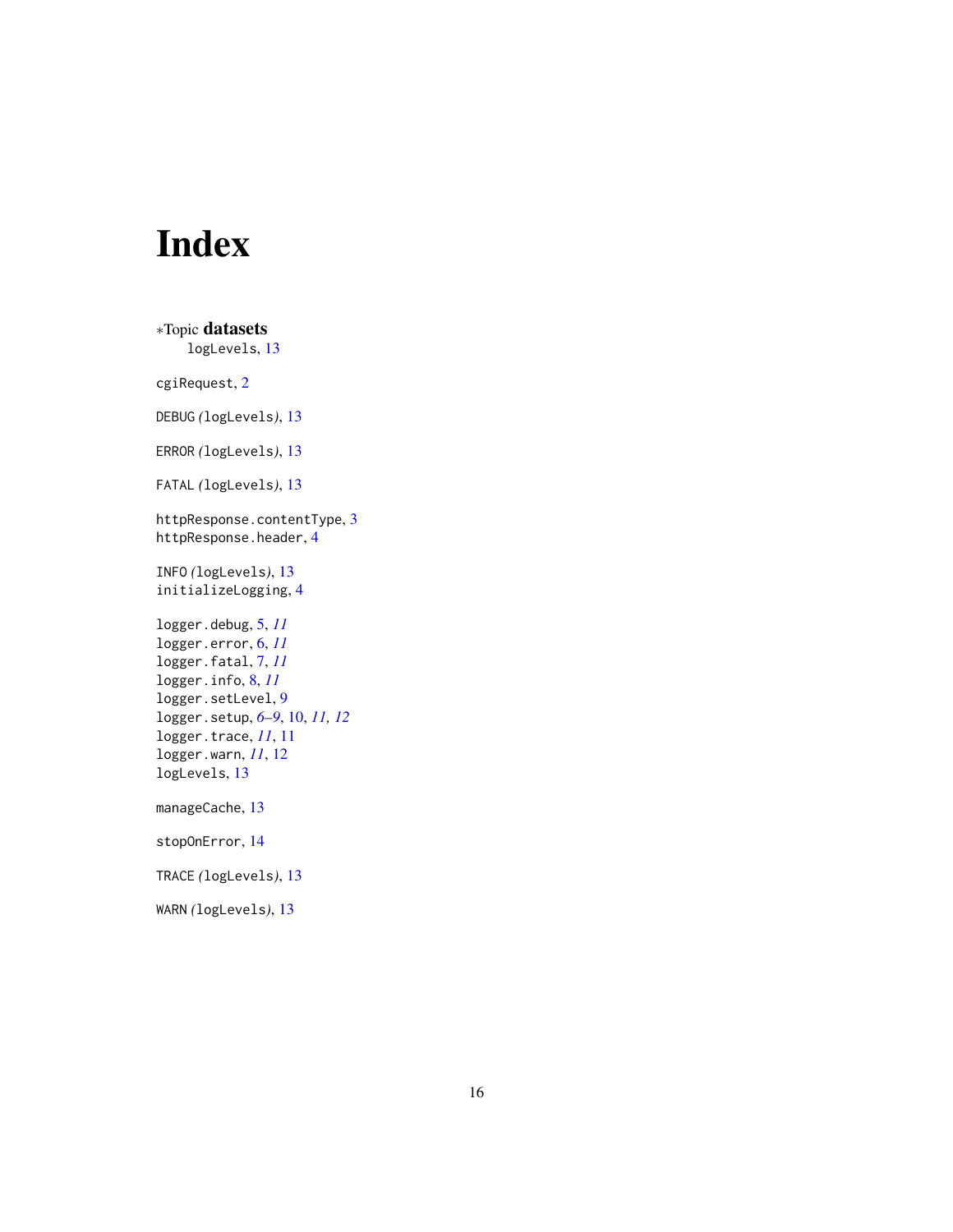# Index

∗Topic **datasets**
    logLevels, 13

cgiRequest, 2

DEBUG *(*logLevels*)*, 13

ERROR *(*logLevels*)*, 13

FATAL *(*logLevels*)*, 13

httpResponse.contentType, 3
httpResponse.header, 4

INFO *(*logLevels*)*, 13
initializeLogging, 4

logger.debug, 5, *11*
logger.error, 6, *11*
logger.fatal, 7, *11*
logger.info, 8, *11*
logger.setLevel, 9
logger.setup, *6–9*, 10, *11, 12*
logger.trace, *11*, 11
logger.warn, *11*, 12
logLevels, 13

manageCache, 13

stopOnError, 14

TRACE *(*logLevels*)*, 13

WARN *(*logLevels*)*, 13